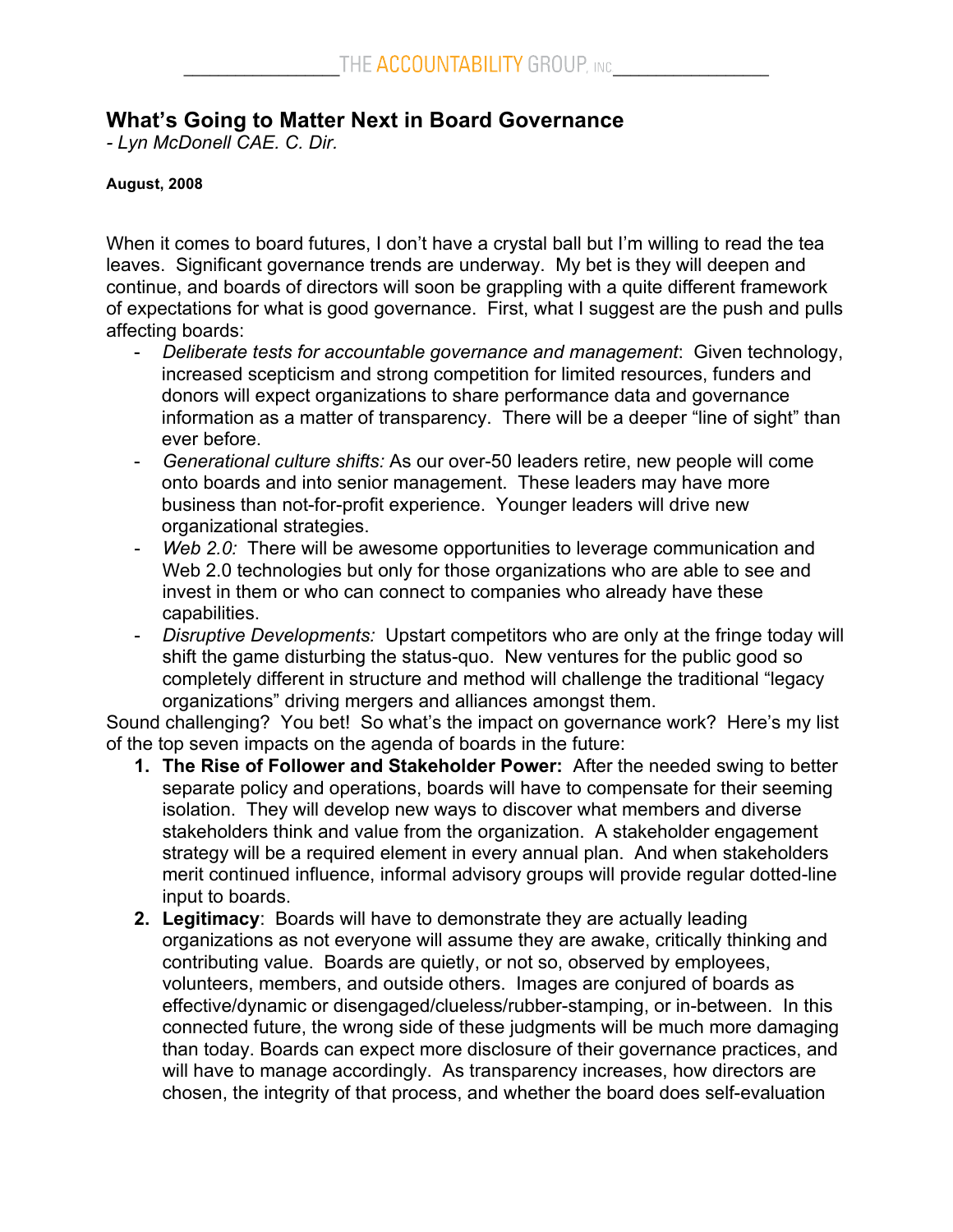THE ACCOUNTABILITY GROUP, INC

# What's Going to Matter Next in Board Governance

*- Lyn McDonell CAE. C. Dir.*

**August, 2008**

When it comes to board futures, I don't have a crystal ball but I'm willing to read the tea leaves. Significant governance trends are underway. My bet is they will deepen and continue, and boards of directors will soon be grappling with a quite different framework of expectations for what is good governance. First, what I suggest are the push and pulls affecting boards:

- *Deliberate tests for accountable governance and management*: Given technology, increased scepticism and strong competition for limited resources, funders and donors will expect organizations to share performance data and governance information as a matter of transparency. There will be a deeper "line of sight" than ever before.
- *Generational culture shifts:* As our over-50 leaders retire, new people will come onto boards and into senior management. These leaders may have more business than not-for-profit experience. Younger leaders will drive new organizational strategies.
- *Web 2.0:* There will be awesome opportunities to leverage communication and Web 2.0 technologies but only for those organizations who are able to see and invest in them or who can connect to companies who already have these capabilities.
- *Disruptive Developments:* Upstart competitors who are only at the fringe today will shift the game disturbing the status-quo. New ventures for the public good so completely different in structure and method will challenge the traditional "legacy organizations" driving mergers and alliances amongst them.

Sound challenging? You bet! So what's the impact on governance work? Here's my list of the top seven impacts on the agenda of boards in the future:

1. **The Rise of Follower and Stakeholder Power:** After the needed swing to better separate policy and operations, boards will have to compensate for their seeming isolation. They will develop new ways to discover what members and diverse stakeholders think and value from the organization. A stakeholder engagement strategy will be a required element in every annual plan. And when stakeholders merit continued influence, informal advisory groups will provide regular dotted-line input to boards.
2. **Legitimacy**: Boards will have to demonstrate they are actually leading organizations as not everyone will assume they are awake, critically thinking and contributing value. Boards are quietly, or not so, observed by employees, volunteers, members, and outside others. Images are conjured of boards as effective/dynamic or disengaged/clueless/rubber-stamping, or in-between. In this connected future, the wrong side of these judgments will be much more damaging than today. Boards can expect more disclosure of their governance practices, and will have to manage accordingly. As transparency increases, how directors are chosen, the integrity of that process, and whether the board does self-evaluation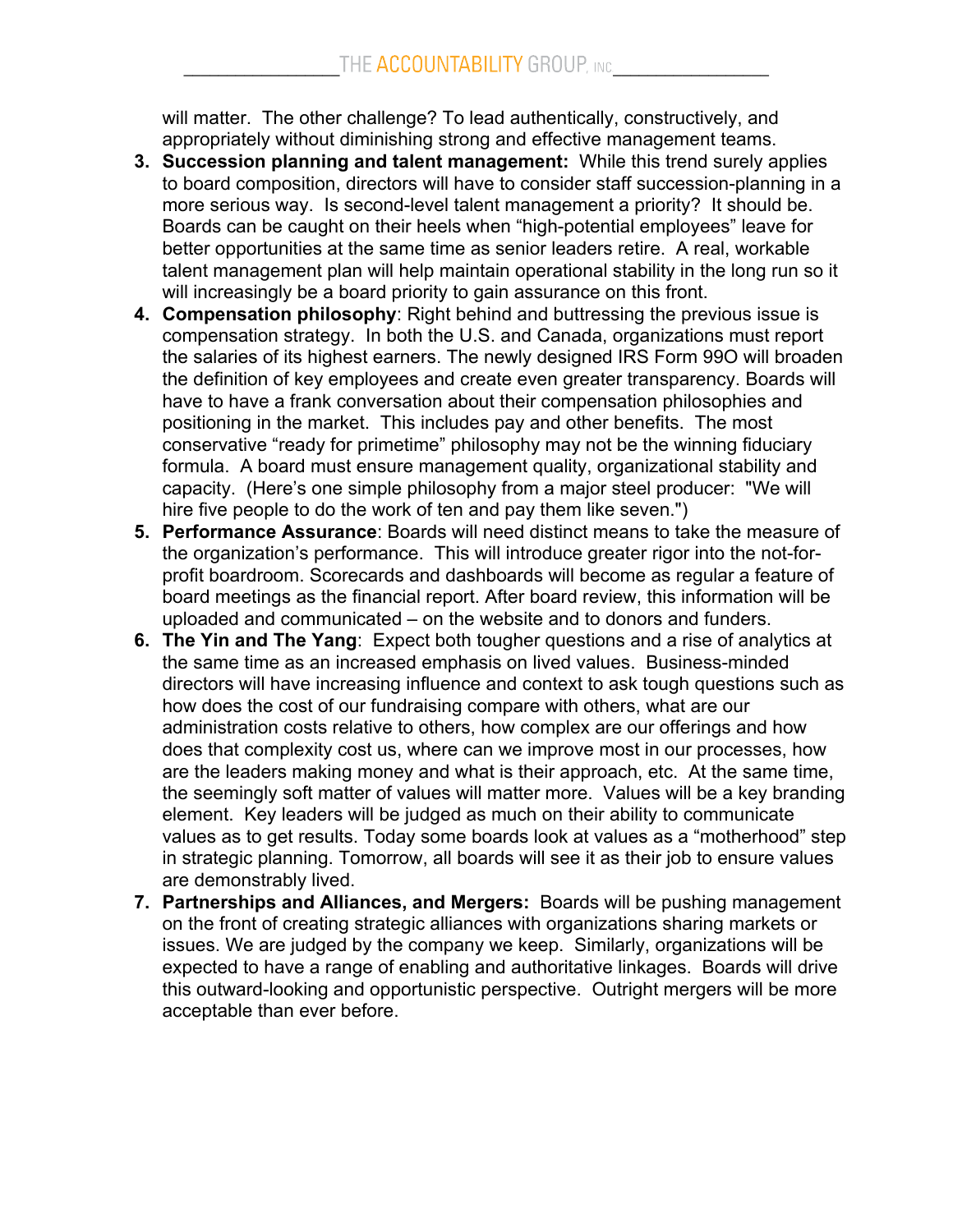will matter. The other challenge? To lead authentically, constructively, and appropriately without diminishing strong and effective management teams.

3. **Succession planning and talent management:** While this trend surely applies to board composition, directors will have to consider staff succession-planning in a more serious way. Is second-level talent management a priority? It should be. Boards can be caught on their heels when "high-potential employees" leave for better opportunities at the same time as senior leaders retire. A real, workable talent management plan will help maintain operational stability in the long run so it will increasingly be a board priority to gain assurance on this front.
4. **Compensation philosophy**: Right behind and buttressing the previous issue is compensation strategy. In both the U.S. and Canada, organizations must report the salaries of its highest earners. The newly designed IRS Form 99O will broaden the definition of key employees and create even greater transparency. Boards will have to have a frank conversation about their compensation philosophies and positioning in the market. This includes pay and other benefits. The most conservative "ready for primetime" philosophy may not be the winning fiduciary formula. A board must ensure management quality, organizational stability and capacity. (Here's one simple philosophy from a major steel producer: "We will hire five people to do the work of ten and pay them like seven.")
5. **Performance Assurance**: Boards will need distinct means to take the measure of the organization's performance. This will introduce greater rigor into the not-for-profit boardroom. Scorecards and dashboards will become as regular a feature of board meetings as the financial report. After board review, this information will be uploaded and communicated – on the website and to donors and funders.
6. **The Yin and The Yang**: Expect both tougher questions and a rise of analytics at the same time as an increased emphasis on lived values. Business-minded directors will have increasing influence and context to ask tough questions such as how does the cost of our fundraising compare with others, what are our administration costs relative to others, how complex are our offerings and how does that complexity cost us, where can we improve most in our processes, how are the leaders making money and what is their approach, etc. At the same time, the seemingly soft matter of values will matter more. Values will be a key branding element. Key leaders will be judged as much on their ability to communicate values as to get results. Today some boards look at values as a "motherhood" step in strategic planning. Tomorrow, all boards will see it as their job to ensure values are demonstrably lived.
7. **Partnerships and Alliances, and Mergers:** Boards will be pushing management on the front of creating strategic alliances with organizations sharing markets or issues. We are judged by the company we keep. Similarly, organizations will be expected to have a range of enabling and authoritative linkages. Boards will drive this outward-looking and opportunistic perspective. Outright mergers will be more acceptable than ever before.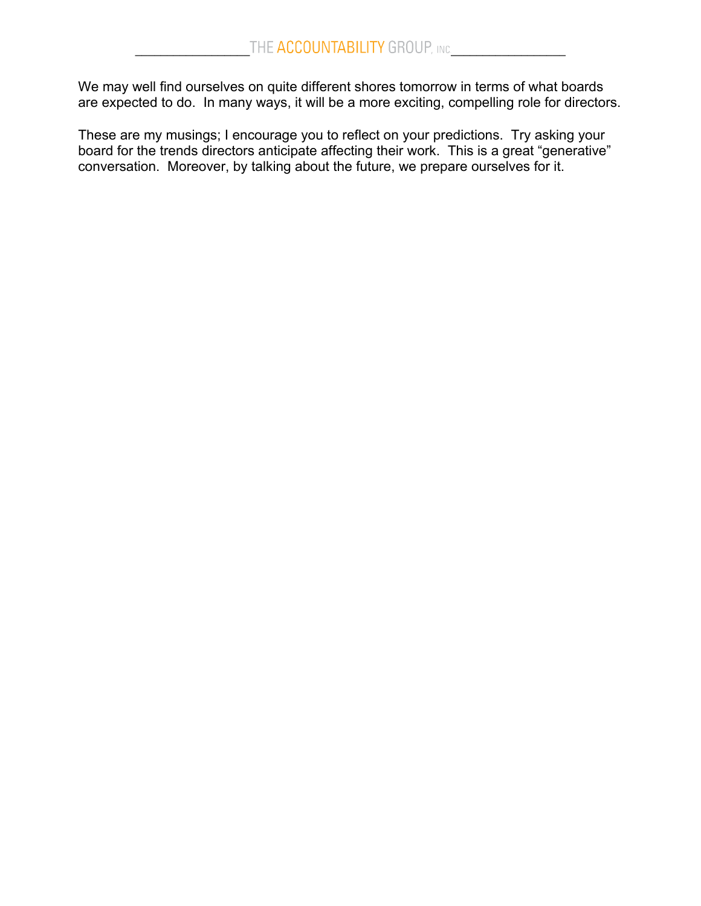We may well find ourselves on quite different shores tomorrow in terms of what boards are expected to do. In many ways, it will be a more exciting, compelling role for directors.

These are my musings; I encourage you to reflect on your predictions. Try asking your board for the trends directors anticipate affecting their work. This is a great “generative” conversation. Moreover, by talking about the future, we prepare ourselves for it.